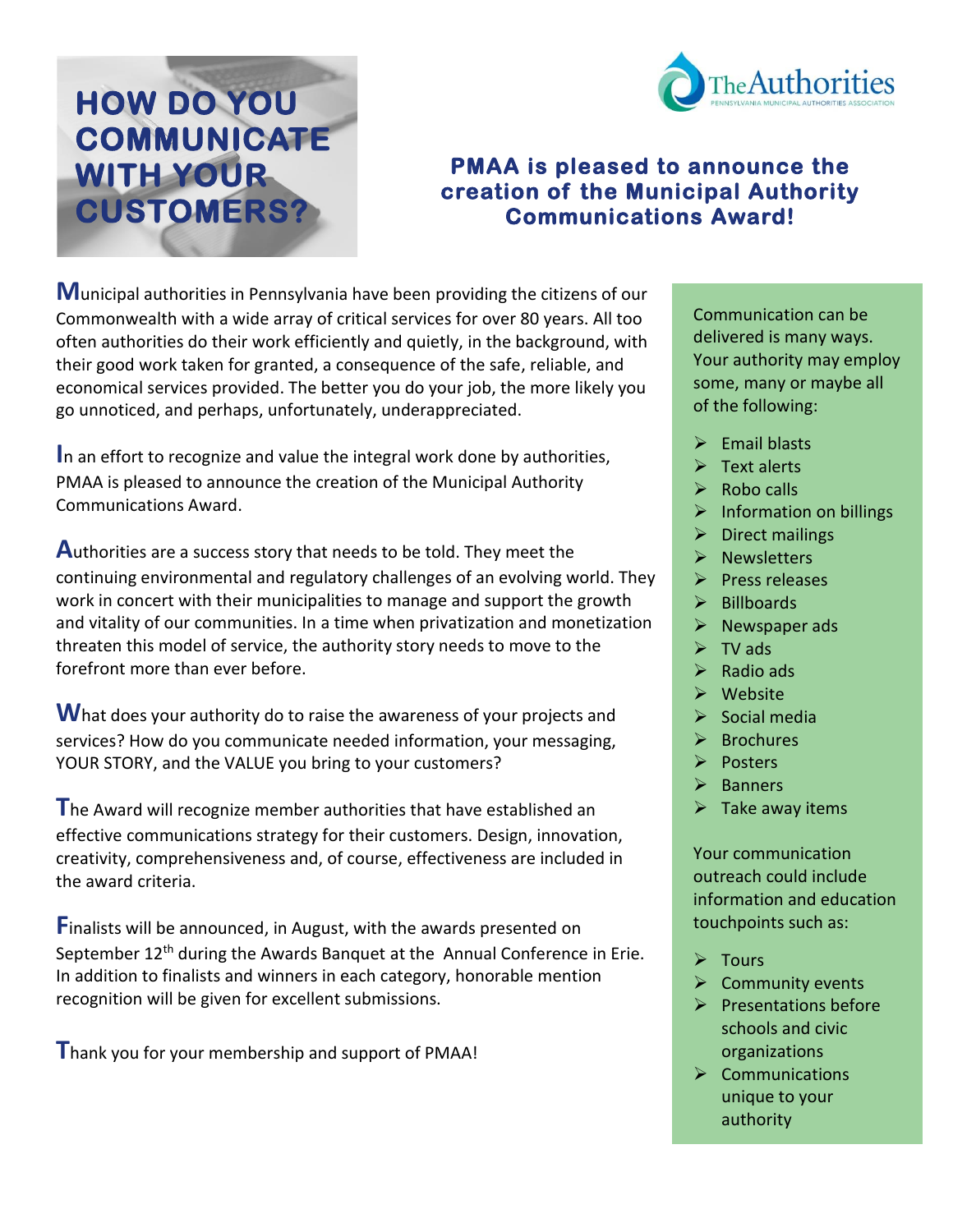# HOW DO YOU COMMUNICATE WITH YOUR CUSTOMERS?

TheAuthorities
PENNSYLVANIA MUNICIPAL AUTHORITIES ASSOCIATION

## PMAA is pleased to announce the creation of the Municipal Authority Communications Award!

Municipal authorities in Pennsylvania have been providing the citizens of our Commonwealth with a wide array of critical services for over 80 years. All too often authorities do their work efficiently and quietly, in the background, with their good work taken for granted, a consequence of the safe, reliable, and economical services provided. The better you do your job, the more likely you go unnoticed, and perhaps, unfortunately, underappreciated.

In an effort to recognize and value the integral work done by authorities, PMAA is pleased to announce the creation of the Municipal Authority Communications Award.

Authorities are a success story that needs to be told. They meet the continuing environmental and regulatory challenges of an evolving world. They work in concert with their municipalities to manage and support the growth and vitality of our communities. In a time when privatization and monetization threaten this model of service, the authority story needs to move to the forefront more than ever before.

What does your authority do to raise the awareness of your projects and services? How do you communicate needed information, your messaging, YOUR STORY, and the VALUE you bring to your customers?

The Award will recognize member authorities that have established an effective communications strategy for their customers. Design, innovation, creativity, comprehensiveness and, of course, effectiveness are included in the award criteria.

Finalists will be announced, in August, with the awards presented on September 12th during the Awards Banquet at the Annual Conference in Erie. In addition to finalists and winners in each category, honorable mention recognition will be given for excellent submissions.

Thank you for your membership and support of PMAA!

Communication can be delivered is many ways. Your authority may employ some, many or maybe all of the following:

- Email blasts
- Text alerts
- Robo calls
- Information on billings
- Direct mailings
- Newsletters
- Press releases
- Billboards
- Newspaper ads
- TV ads
- Radio ads
- Website
- Social media
- Brochures
- Posters
- Banners
- Take away items

Your communication outreach could include information and education touchpoints such as:

- Tours
- Community events
- Presentations before schools and civic organizations
- Communications unique to your authority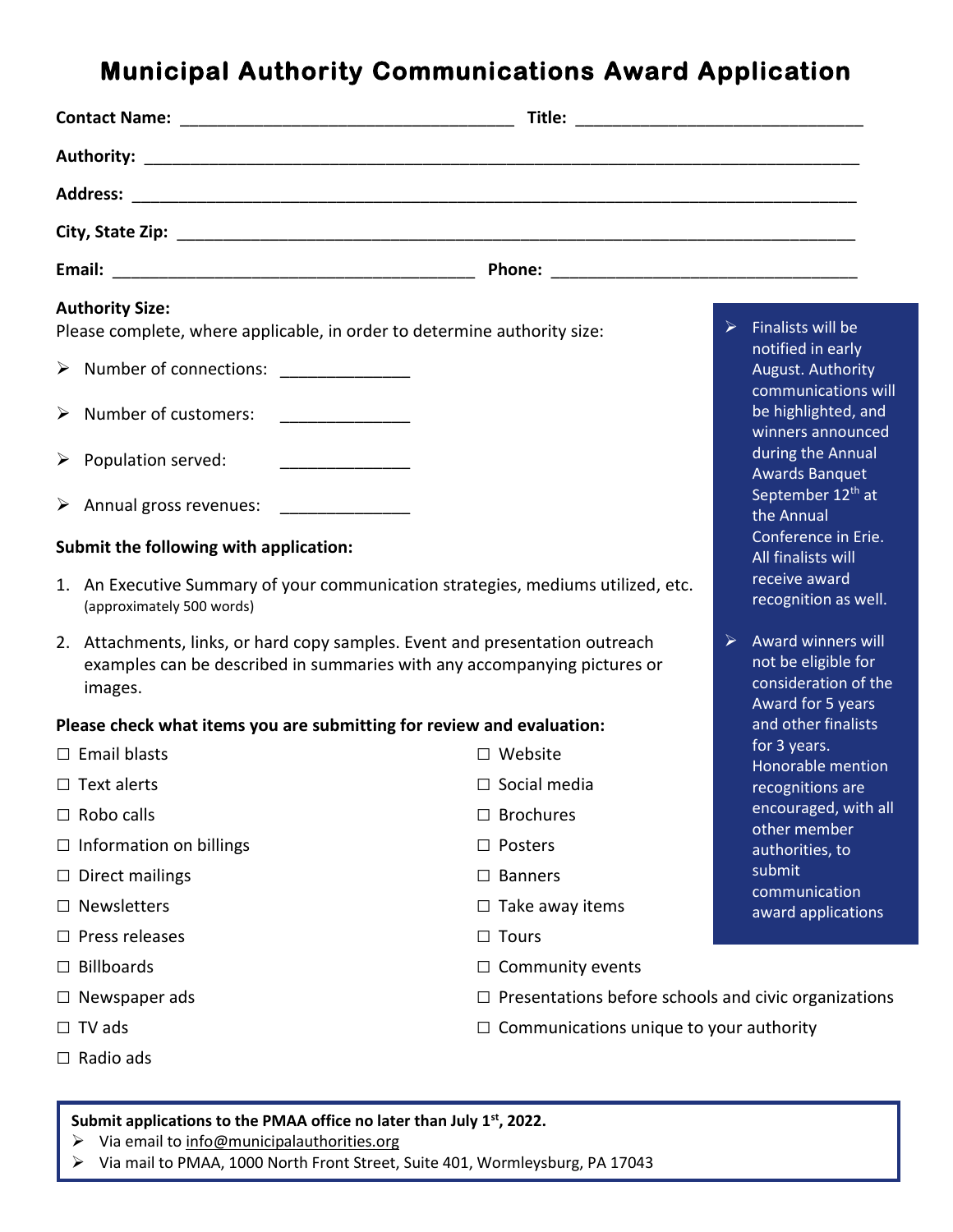# Municipal Authority Communications Award Application

**Contact Name:** ______________________________ **Title:** ______________________________

**Authority:** ______________________________________________________________

**Address:** ______________________________________________________________

**City, State Zip:** ______________________________________________________________

**Email:** ______________________________ **Phone:** ______________________________

**Authority Size:**
Please complete, where applicable, in order to determine authority size:

- Number of connections: ____________
- Number of customers: ____________
- Population served: ____________
- Annual gross revenues: ____________

**Submit the following with application:**

1. An Executive Summary of your communication strategies, mediums utilized, etc. (approximately 500 words)
2. Attachments, links, or hard copy samples. Event and presentation outreach examples can be described in summaries with any accompanying pictures or images.

**Please check what items you are submitting for review and evaluation:**

- ☐ Email blasts
- ☐ Text alerts
- ☐ Robo calls
- ☐ Information on billings
- ☐ Direct mailings
- ☐ Newsletters
- ☐ Press releases
- ☐ Billboards
- ☐ Newspaper ads
- ☐ TV ads
- ☐ Radio ads
- ☐ Website
- ☐ Social media
- ☐ Brochures
- ☐ Posters
- ☐ Banners
- ☐ Take away items
- ☐ Tours
- ☐ Community events
- ☐ Presentations before schools and civic organizations
- ☐ Communications unique to your authority

- Finalists will be notified in early August. Authority communications will be highlighted, and winners announced during the Annual Awards Banquet September 12th at the Annual Conference in Erie. All finalists will receive award recognition as well.
- Award winners will not be eligible for consideration of the Award for 5 years and other finalists for 3 years. Honorable mention recognitions are encouraged, with all other member authorities, to submit communication award applications

**Submit applications to the PMAA office no later than July 1st, 2022.**

- Via email to info@municipalauthorities.org
- Via mail to PMAA, 1000 North Front Street, Suite 401, Wormleysburg, PA 17043